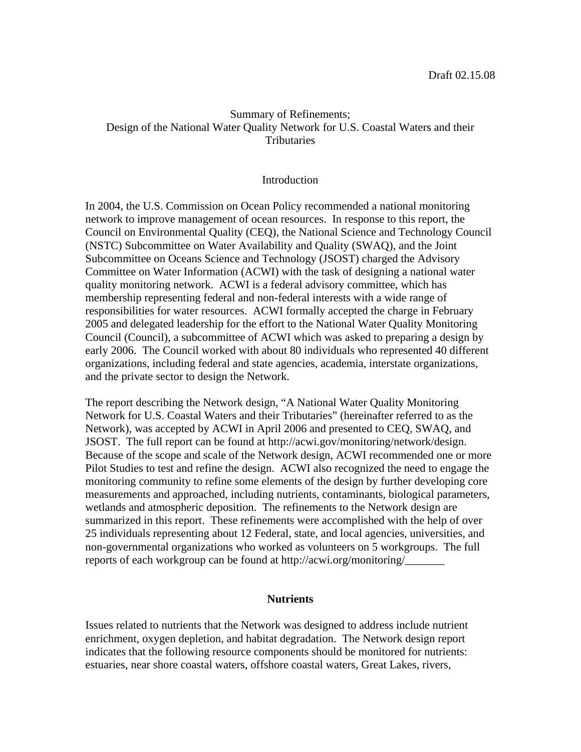Draft 02.15.08

# Summary of Refinements; Design of the National Water Quality Network for U.S. Coastal Waters and their Tributaries

## Introduction

In 2004, the U.S. Commission on Ocean Policy recommended a national monitoring network to improve management of ocean resources. In response to this report, the Council on Environmental Quality (CEQ), the National Science and Technology Council (NSTC) Subcommittee on Water Availability and Quality (SWAQ), and the Joint Subcommittee on Oceans Science and Technology (JSOST) charged the Advisory Committee on Water Information (ACWI) with the task of designing a national water quality monitoring network. ACWI is a federal advisory committee, which has membership representing federal and non-federal interests with a wide range of responsibilities for water resources. ACWI formally accepted the charge in February 2005 and delegated leadership for the effort to the National Water Quality Monitoring Council (Council), a subcommittee of ACWI which was asked to preparing a design by early 2006. The Council worked with about 80 individuals who represented 40 different organizations, including federal and state agencies, academia, interstate organizations, and the private sector to design the Network.

The report describing the Network design, "A National Water Quality Monitoring Network for U.S. Coastal Waters and their Tributaries" (hereinafter referred to as the Network), was accepted by ACWI in April 2006 and presented to CEQ, SWAQ, and JSOST. The full report can be found at http://acwi.gov/monitoring/network/design. Because of the scope and scale of the Network design, ACWI recommended one or more Pilot Studies to test and refine the design. ACWI also recognized the need to engage the monitoring community to refine some elements of the design by further developing core measurements and approached, including nutrients, contaminants, biological parameters, wetlands and atmospheric deposition. The refinements to the Network design are summarized in this report. These refinements were accomplished with the help of over 25 individuals representing about 12 Federal, state, and local agencies, universities, and non-governmental organizations who worked as volunteers on 5 workgroups. The full reports of each workgroup can be found at http://acwi.org/monitoring/_______

## Nutrients

Issues related to nutrients that the Network was designed to address include nutrient enrichment, oxygen depletion, and habitat degradation. The Network design report indicates that the following resource components should be monitored for nutrients: estuaries, near shore coastal waters, offshore coastal waters, Great Lakes, rivers,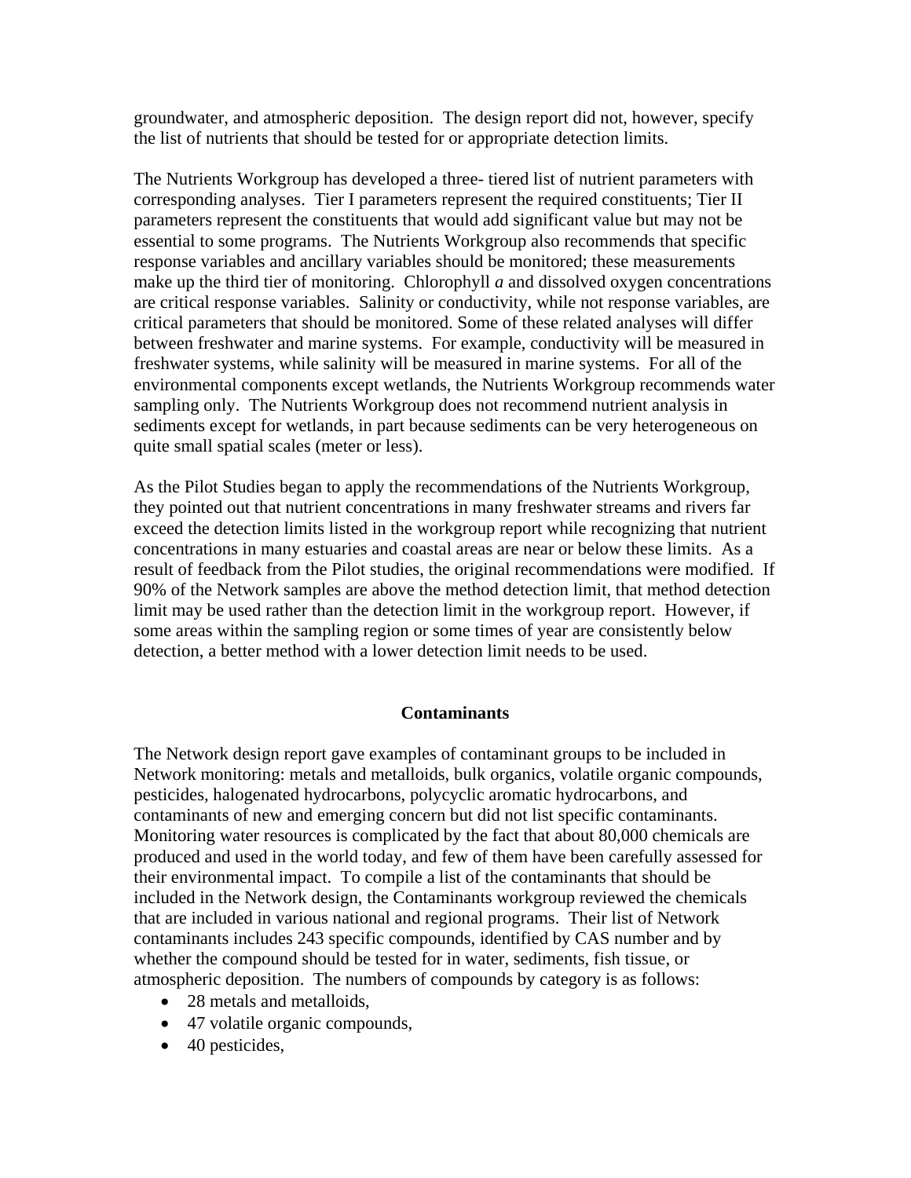groundwater, and atmospheric deposition. The design report did not, however, specify the list of nutrients that should be tested for or appropriate detection limits.

The Nutrients Workgroup has developed a three- tiered list of nutrient parameters with corresponding analyses. Tier I parameters represent the required constituents; Tier II parameters represent the constituents that would add significant value but may not be essential to some programs. The Nutrients Workgroup also recommends that specific response variables and ancillary variables should be monitored; these measurements make up the third tier of monitoring. Chlorophyll *a* and dissolved oxygen concentrations are critical response variables. Salinity or conductivity, while not response variables, are critical parameters that should be monitored. Some of these related analyses will differ between freshwater and marine systems. For example, conductivity will be measured in freshwater systems, while salinity will be measured in marine systems. For all of the environmental components except wetlands, the Nutrients Workgroup recommends water sampling only. The Nutrients Workgroup does not recommend nutrient analysis in sediments except for wetlands, in part because sediments can be very heterogeneous on quite small spatial scales (meter or less).

As the Pilot Studies began to apply the recommendations of the Nutrients Workgroup, they pointed out that nutrient concentrations in many freshwater streams and rivers far exceed the detection limits listed in the workgroup report while recognizing that nutrient concentrations in many estuaries and coastal areas are near or below these limits. As a result of feedback from the Pilot studies, the original recommendations were modified. If 90% of the Network samples are above the method detection limit, that method detection limit may be used rather than the detection limit in the workgroup report. However, if some areas within the sampling region or some times of year are consistently below detection, a better method with a lower detection limit needs to be used.

## Contaminants

The Network design report gave examples of contaminant groups to be included in Network monitoring: metals and metalloids, bulk organics, volatile organic compounds, pesticides, halogenated hydrocarbons, polycyclic aromatic hydrocarbons, and contaminants of new and emerging concern but did not list specific contaminants. Monitoring water resources is complicated by the fact that about 80,000 chemicals are produced and used in the world today, and few of them have been carefully assessed for their environmental impact. To compile a list of the contaminants that should be included in the Network design, the Contaminants workgroup reviewed the chemicals that are included in various national and regional programs. Their list of Network contaminants includes 243 specific compounds, identified by CAS number and by whether the compound should be tested for in water, sediments, fish tissue, or atmospheric deposition. The numbers of compounds by category is as follows:

- 28 metals and metalloids,
- 47 volatile organic compounds,
- 40 pesticides,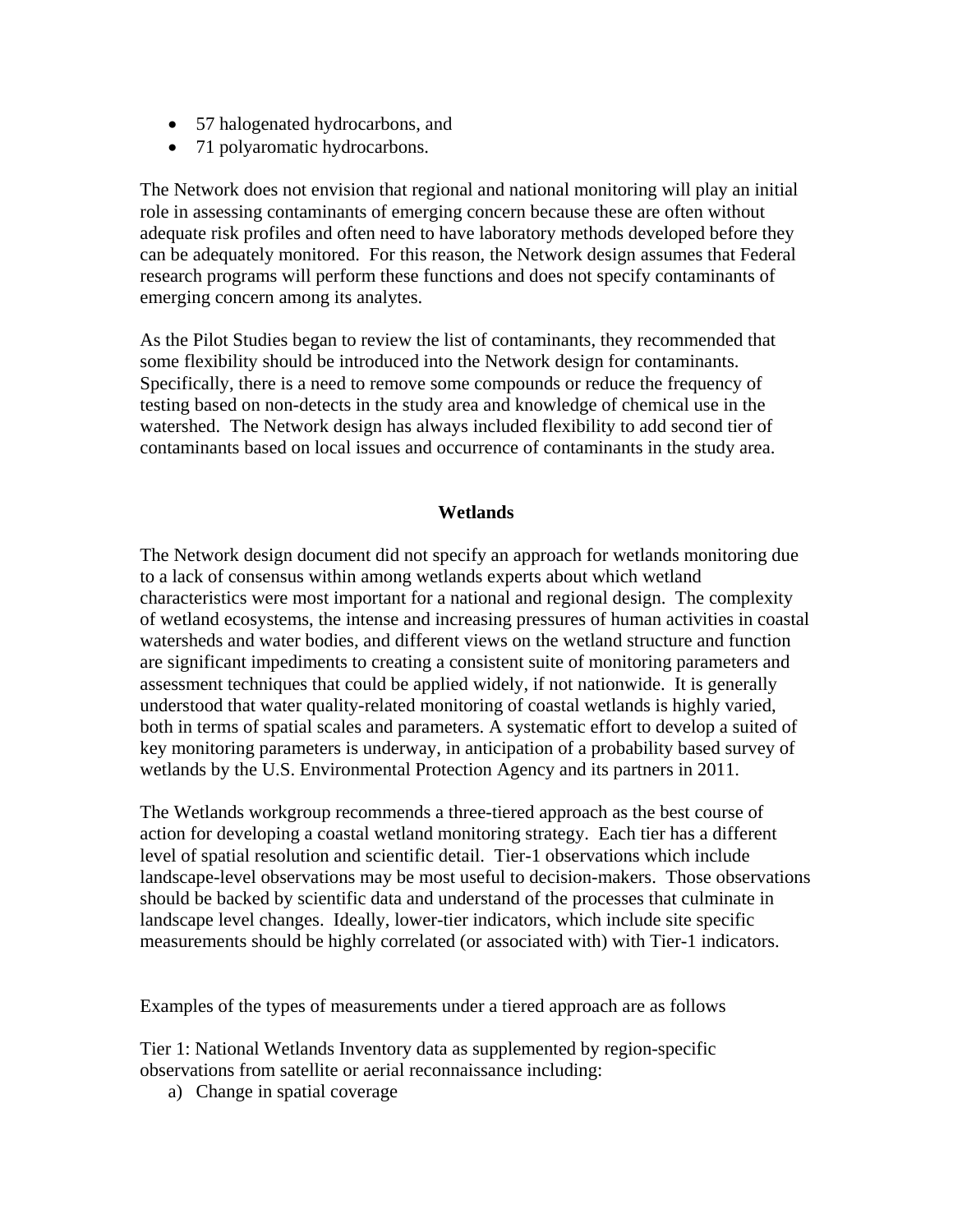- 57 halogenated hydrocarbons, and
- 71 polyaromatic hydrocarbons.

The Network does not envision that regional and national monitoring will play an initial role in assessing contaminants of emerging concern because these are often without adequate risk profiles and often need to have laboratory methods developed before they can be adequately monitored. For this reason, the Network design assumes that Federal research programs will perform these functions and does not specify contaminants of emerging concern among its analytes.

As the Pilot Studies began to review the list of contaminants, they recommended that some flexibility should be introduced into the Network design for contaminants. Specifically, there is a need to remove some compounds or reduce the frequency of testing based on non-detects in the study area and knowledge of chemical use in the watershed. The Network design has always included flexibility to add second tier of contaminants based on local issues and occurrence of contaminants in the study area.

## Wetlands

The Network design document did not specify an approach for wetlands monitoring due to a lack of consensus within among wetlands experts about which wetland characteristics were most important for a national and regional design. The complexity of wetland ecosystems, the intense and increasing pressures of human activities in coastal watersheds and water bodies, and different views on the wetland structure and function are significant impediments to creating a consistent suite of monitoring parameters and assessment techniques that could be applied widely, if not nationwide. It is generally understood that water quality-related monitoring of coastal wetlands is highly varied, both in terms of spatial scales and parameters. A systematic effort to develop a suited of key monitoring parameters is underway, in anticipation of a probability based survey of wetlands by the U.S. Environmental Protection Agency and its partners in 2011.

The Wetlands workgroup recommends a three-tiered approach as the best course of action for developing a coastal wetland monitoring strategy. Each tier has a different level of spatial resolution and scientific detail. Tier-1 observations which include landscape-level observations may be most useful to decision-makers. Those observations should be backed by scientific data and understand of the processes that culminate in landscape level changes. Ideally, lower-tier indicators, which include site specific measurements should be highly correlated (or associated with) with Tier-1 indicators.

Examples of the types of measurements under a tiered approach are as follows

Tier 1: National Wetlands Inventory data as supplemented by region-specific observations from satellite or aerial reconnaissance including:

a) Change in spatial coverage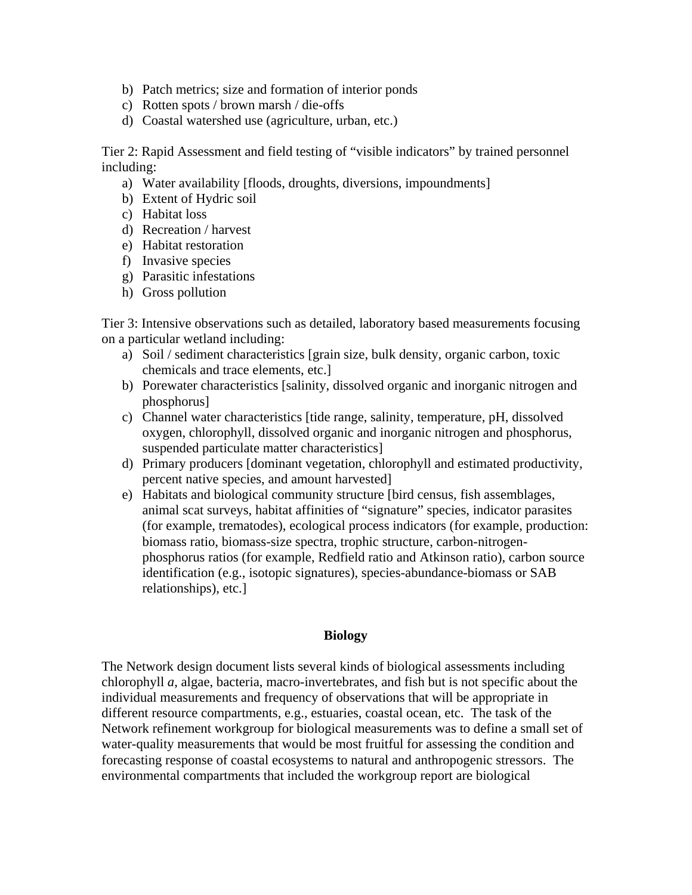b) Patch metrics; size and formation of interior ponds
c) Rotten spots / brown marsh / die-offs
d) Coastal watershed use (agriculture, urban, etc.)

Tier 2: Rapid Assessment and field testing of "visible indicators" by trained personnel including:

a) Water availability [floods, droughts, diversions, impoundments]
b) Extent of Hydric soil
c) Habitat loss
d) Recreation / harvest
e) Habitat restoration
f) Invasive species
g) Parasitic infestations
h) Gross pollution

Tier 3: Intensive observations such as detailed, laboratory based measurements focusing on a particular wetland including:

a) Soil / sediment characteristics [grain size, bulk density, organic carbon, toxic chemicals and trace elements, etc.]
b) Porewater characteristics [salinity, dissolved organic and inorganic nitrogen and phosphorus]
c) Channel water characteristics [tide range, salinity, temperature, pH, dissolved oxygen, chlorophyll, dissolved organic and inorganic nitrogen and phosphorus, suspended particulate matter characteristics]
d) Primary producers [dominant vegetation, chlorophyll and estimated productivity, percent native species, and amount harvested]
e) Habitats and biological community structure [bird census, fish assemblages, animal scat surveys, habitat affinities of "signature" species, indicator parasites (for example, trematodes), ecological process indicators (for example, production: biomass ratio, biomass-size spectra, trophic structure, carbon-nitrogen-phosphorus ratios (for example, Redfield ratio and Atkinson ratio), carbon source identification (e.g., isotopic signatures), species-abundance-biomass or SAB relationships), etc.]

## Biology

The Network design document lists several kinds of biological assessments including chlorophyll *a*, algae, bacteria, macro-invertebrates, and fish but is not specific about the individual measurements and frequency of observations that will be appropriate in different resource compartments, e.g., estuaries, coastal ocean, etc. The task of the Network refinement workgroup for biological measurements was to define a small set of water-quality measurements that would be most fruitful for assessing the condition and forecasting response of coastal ecosystems to natural and anthropogenic stressors. The environmental compartments that included the workgroup report are biological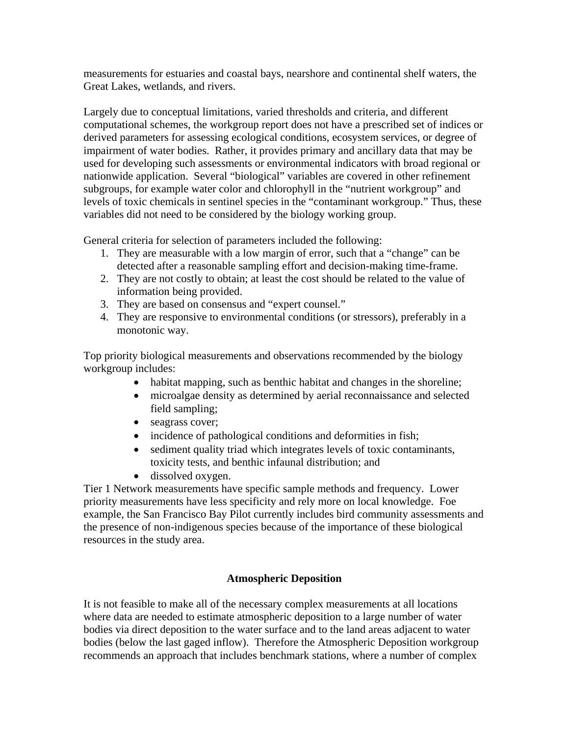measurements for estuaries and coastal bays, nearshore and continental shelf waters, the Great Lakes, wetlands, and rivers.

Largely due to conceptual limitations, varied thresholds and criteria, and different computational schemes, the workgroup report does not have a prescribed set of indices or derived parameters for assessing ecological conditions, ecosystem services, or degree of impairment of water bodies. Rather, it provides primary and ancillary data that may be used for developing such assessments or environmental indicators with broad regional or nationwide application. Several "biological" variables are covered in other refinement subgroups, for example water color and chlorophyll in the "nutrient workgroup" and levels of toxic chemicals in sentinel species in the "contaminant workgroup." Thus, these variables did not need to be considered by the biology working group.

General criteria for selection of parameters included the following:

1. They are measurable with a low margin of error, such that a "change" can be detected after a reasonable sampling effort and decision-making time-frame.
2. They are not costly to obtain; at least the cost should be related to the value of information being provided.
3. They are based on consensus and "expert counsel."
4. They are responsive to environmental conditions (or stressors), preferably in a monotonic way.

Top priority biological measurements and observations recommended by the biology workgroup includes:

- habitat mapping, such as benthic habitat and changes in the shoreline;
- microalgae density as determined by aerial reconnaissance and selected field sampling;
- seagrass cover;
- incidence of pathological conditions and deformities in fish;
- sediment quality triad which integrates levels of toxic contaminants, toxicity tests, and benthic infaunal distribution; and
- dissolved oxygen.

Tier 1 Network measurements have specific sample methods and frequency. Lower priority measurements have less specificity and rely more on local knowledge. Foe example, the San Francisco Bay Pilot currently includes bird community assessments and the presence of non-indigenous species because of the importance of these biological resources in the study area.

## Atmospheric Deposition

It is not feasible to make all of the necessary complex measurements at all locations where data are needed to estimate atmospheric deposition to a large number of water bodies via direct deposition to the water surface and to the land areas adjacent to water bodies (below the last gaged inflow). Therefore the Atmospheric Deposition workgroup recommends an approach that includes benchmark stations, where a number of complex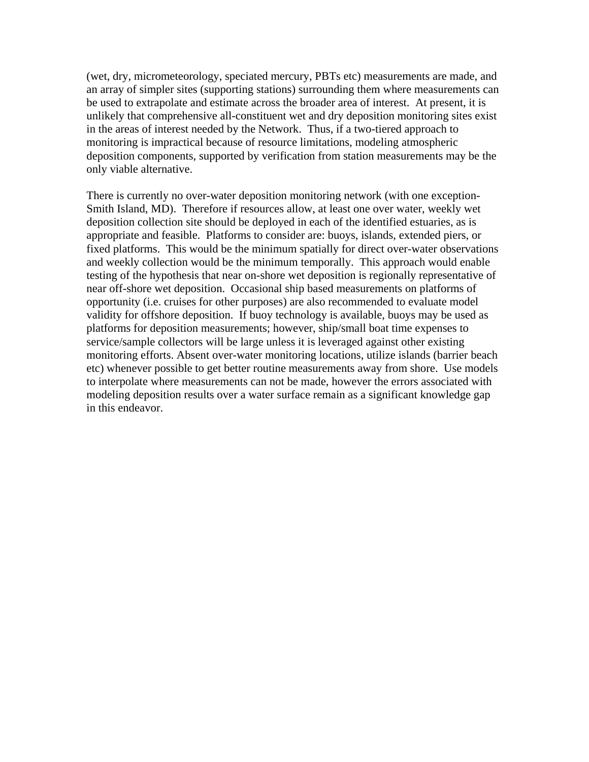(wet, dry, micrometeorology, speciated mercury, PBTs etc) measurements are made, and an array of simpler sites (supporting stations) surrounding them where measurements can be used to extrapolate and estimate across the broader area of interest. At present, it is unlikely that comprehensive all-constituent wet and dry deposition monitoring sites exist in the areas of interest needed by the Network. Thus, if a two-tiered approach to monitoring is impractical because of resource limitations, modeling atmospheric deposition components, supported by verification from station measurements may be the only viable alternative.

There is currently no over-water deposition monitoring network (with one exception- Smith Island, MD). Therefore if resources allow, at least one over water, weekly wet deposition collection site should be deployed in each of the identified estuaries, as is appropriate and feasible. Platforms to consider are: buoys, islands, extended piers, or fixed platforms. This would be the minimum spatially for direct over-water observations and weekly collection would be the minimum temporally. This approach would enable testing of the hypothesis that near on-shore wet deposition is regionally representative of near off-shore wet deposition. Occasional ship based measurements on platforms of opportunity (i.e. cruises for other purposes) are also recommended to evaluate model validity for offshore deposition. If buoy technology is available, buoys may be used as platforms for deposition measurements; however, ship/small boat time expenses to service/sample collectors will be large unless it is leveraged against other existing monitoring efforts. Absent over-water monitoring locations, utilize islands (barrier beach etc) whenever possible to get better routine measurements away from shore. Use models to interpolate where measurements can not be made, however the errors associated with modeling deposition results over a water surface remain as a significant knowledge gap in this endeavor.